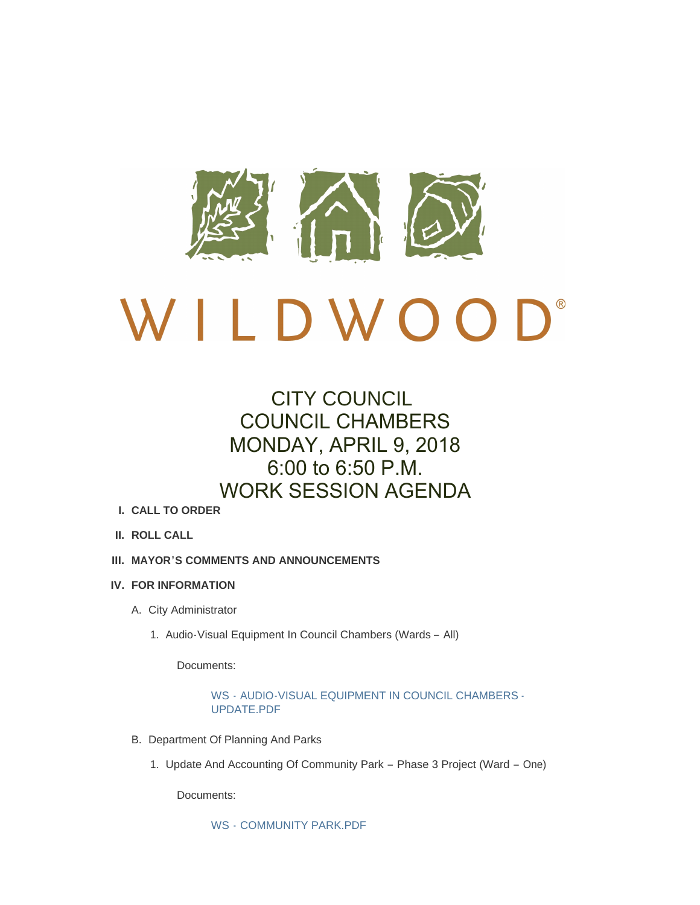WILDWOOD®

# CITY COUNCIL
# COUNCIL CHAMBERS
# MONDAY, APRIL 9, 2018
# 6:00 to 6:50 P.M.
# WORK SESSION AGENDA

**I. CALL TO ORDER**

**II. ROLL CALL**

**III. MAYOR'S COMMENTS AND ANNOUNCEMENTS**

**IV. FOR INFORMATION**

A. City Administrator

1. Audio-Visual Equipment In Council Chambers (Wards – All)

Documents:

WS - AUDIO-VISUAL EQUIPMENT IN COUNCIL CHAMBERS - UPDATE.PDF

B. Department Of Planning And Parks

1. Update And Accounting Of Community Park – Phase 3 Project (Ward – One)

Documents:

WS - COMMUNITY PARK.PDF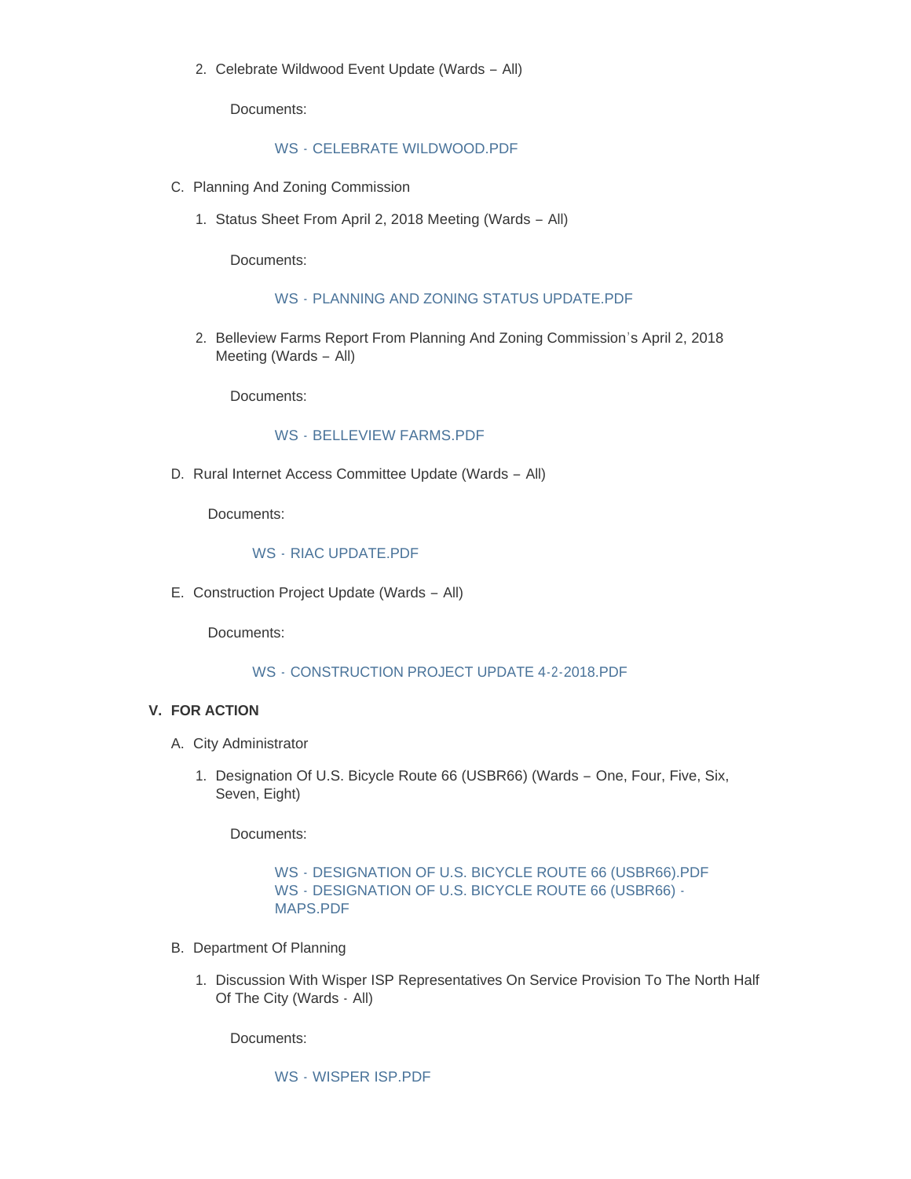2. Celebrate Wildwood Event Update (Wards – All)

   Documents:

   WS - CELEBRATE WILDWOOD.PDF

C. Planning And Zoning Commission

   1. Status Sheet From April 2, 2018 Meeting (Wards – All)

      Documents:

      WS - PLANNING AND ZONING STATUS UPDATE.PDF

   2. Belleview Farms Report From Planning And Zoning Commission's April 2, 2018 Meeting (Wards – All)

      Documents:

      WS - BELLEVIEW FARMS.PDF

D. Rural Internet Access Committee Update (Wards – All)

   Documents:

   WS - RIAC UPDATE.PDF

E. Construction Project Update (Wards – All)

   Documents:

   WS - CONSTRUCTION PROJECT UPDATE 4-2-2018.PDF

## V. FOR ACTION

A. City Administrator

   1. Designation Of U.S. Bicycle Route 66 (USBR66) (Wards – One, Four, Five, Six, Seven, Eight)

      Documents:

      WS - DESIGNATION OF U.S. BICYCLE ROUTE 66 (USBR66).PDF
      WS - DESIGNATION OF U.S. BICYCLE ROUTE 66 (USBR66) - MAPS.PDF

B. Department Of Planning

   1. Discussion With Wisper ISP Representatives On Service Provision To The North Half Of The City (Wards - All)

      Documents:

      WS - WISPER ISP.PDF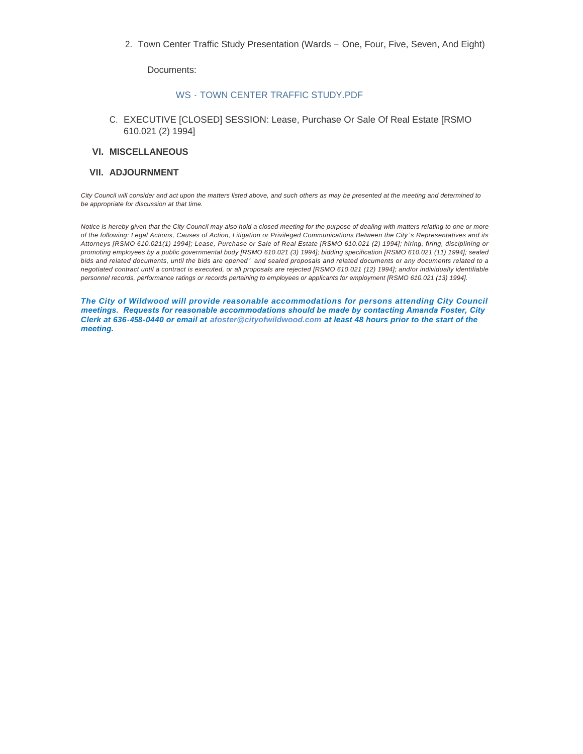2. Town Center Traffic Study Presentation (Wards – One, Four, Five, Seven, And Eight)

   Documents:

   WS - TOWN CENTER TRAFFIC STUDY.PDF

C. EXECUTIVE [CLOSED] SESSION: Lease, Purchase Or Sale Of Real Estate [RSMO 610.021 (2) 1994]

## VI. MISCELLANEOUS

## VII. ADJOURNMENT

*City Council will consider and act upon the matters listed above, and such others as may be presented at the meeting and determined to be appropriate for discussion at that time.*

*Notice is hereby given that the City Council may also hold a closed meeting for the purpose of dealing with matters relating to one or more of the following: Legal Actions, Causes of Action, Litigation or Privileged Communications Between the City's Representatives and its Attorneys [RSMO 610.021(1) 1994]; Lease, Purchase or Sale of Real Estate [RSMO 610.021 (2) 1994]; hiring, firing, disciplining or promoting employees by a public governmental body [RSMO 610.021 (3) 1994]; bidding specification [RSMO 610.021 (11) 1994]; sealed bids and related documents, until the bids are opened' and sealed proposals and related documents or any documents related to a negotiated contract until a contract is executed, or all proposals are rejected [RSMO 610.021 (12) 1994]; and/or individually identifiable personnel records, performance ratings or records pertaining to employees or applicants for employment [RSMO 610.021 (13) 1994].*

***The City of Wildwood will provide reasonable accommodations for persons attending City Council meetings. Requests for reasonable accommodations should be made by contacting Amanda Foster, City Clerk at 636-458-0440 or email at afoster@cityofwildwood.com at least 48 hours prior to the start of the meeting.***